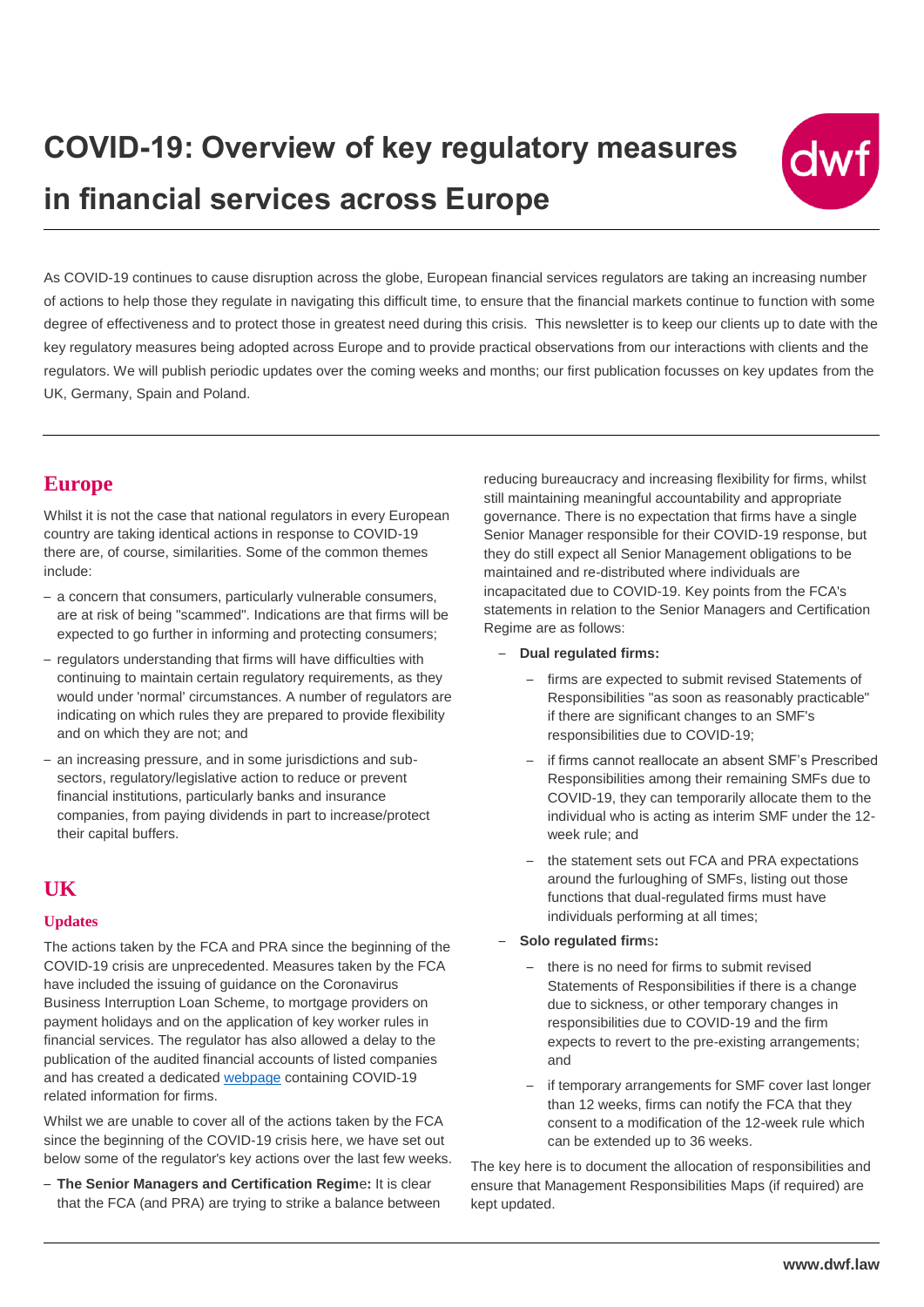# COVID-19: Overview of key regulatory measures in financial services across Europe

As COVID-19 continues to cause disruption across the globe, European financial services regulators are taking an increasing number of actions to help those they regulate in navigating this difficult time, to ensure that the financial markets continue to function with some degree of effectiveness and to protect those in greatest need during this crisis. This newsletter is to keep our clients up to date with the key regulatory measures being adopted across Europe and to provide practical observations from our interactions with clients and the regulators. We will publish periodic updates over the coming weeks and months; our first publication focusses on key updates from the UK, Germany, Spain and Poland.

## Europe

Whilst it is not the case that national regulators in every European country are taking identical actions in response to COVID-19 there are, of course, similarities. Some of the common themes include:

- a concern that consumers, particularly vulnerable consumers, are at risk of being "scammed". Indications are that firms will be expected to go further in informing and protecting consumers;
- regulators understanding that firms will have difficulties with continuing to maintain certain regulatory requirements, as they would under 'normal' circumstances. A number of regulators are indicating on which rules they are prepared to provide flexibility and on which they are not; and
- an increasing pressure, and in some jurisdictions and sub-sectors, regulatory/legislative action to reduce or prevent financial institutions, particularly banks and insurance companies, from paying dividends in part to increase/protect their capital buffers.

## UK

### Updates

The actions taken by the FCA and PRA since the beginning of the COVID-19 crisis are unprecedented. Measures taken by the FCA have included the issuing of guidance on the Coronavirus Business Interruption Loan Scheme, to mortgage providers on payment holidays and on the application of key worker rules in financial services. The regulator has also allowed a delay to the publication of the audited financial accounts of listed companies and has created a dedicated webpage containing COVID-19 related information for firms.

Whilst we are unable to cover all of the actions taken by the FCA since the beginning of the COVID-19 crisis here, we have set out below some of the regulator's key actions over the last few weeks.

- **The Senior Managers and Certification Regime:** It is clear that the FCA (and PRA) are trying to strike a balance between reducing bureaucracy and increasing flexibility for firms, whilst still maintaining meaningful accountability and appropriate governance. There is no expectation that firms have a single Senior Manager responsible for their COVID-19 response, but they do still expect all Senior Management obligations to be maintained and re-distributed where individuals are incapacitated due to COVID-19. Key points from the FCA's statements in relation to the Senior Managers and Certification Regime are as follows:
  - **Dual regulated firms:**
    - firms are expected to submit revised Statements of Responsibilities "as soon as reasonably practicable" if there are significant changes to an SMF's responsibilities due to COVID-19;
    - if firms cannot reallocate an absent SMF's Prescribed Responsibilities among their remaining SMFs due to COVID-19, they can temporarily allocate them to the individual who is acting as interim SMF under the 12-week rule; and
    - the statement sets out FCA and PRA expectations around the furloughing of SMFs, listing out those functions that dual-regulated firms must have individuals performing at all times;
  - **Solo regulated firms:**
    - there is no need for firms to submit revised Statements of Responsibilities if there is a change due to sickness, or other temporary changes in responsibilities due to COVID-19 and the firm expects to revert to the pre-existing arrangements; and
    - if temporary arrangements for SMF cover last longer than 12 weeks, firms can notify the FCA that they consent to a modification of the 12-week rule which can be extended up to 36 weeks.

The key here is to document the allocation of responsibilities and ensure that Management Responsibilities Maps (if required) are kept updated.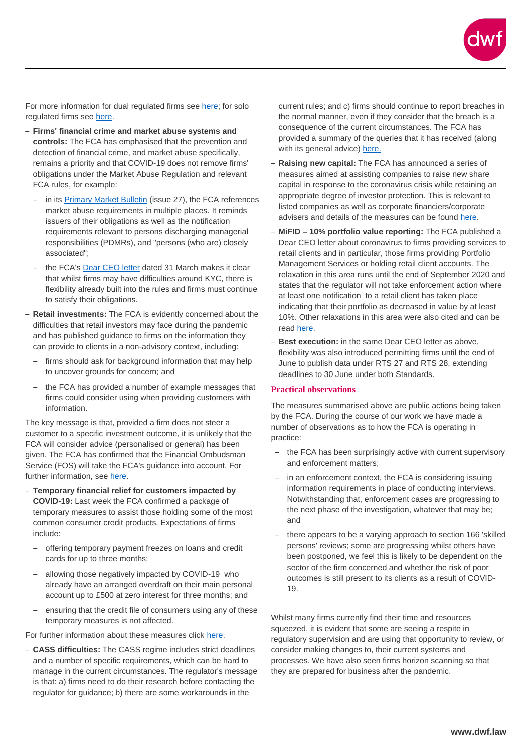For more information for dual regulated firms see here; for solo regulated firms see here.

- **Firms' financial crime and market abuse systems and controls:** The FCA has emphasised that the prevention and detection of financial crime, and market abuse specifically, remains a priority and that COVID-19 does not remove firms' obligations under the Market Abuse Regulation and relevant FCA rules, for example:
  - in its Primary Market Bulletin (issue 27), the FCA references market abuse requirements in multiple places. It reminds issuers of their obligations as well as the notification requirements relevant to persons discharging managerial responsibilities (PDMRs), and "persons (who are) closely associated";
  - the FCA's Dear CEO letter dated 31 March makes it clear that whilst firms may have difficulties around KYC, there is flexibility already built into the rules and firms must continue to satisfy their obligations.
- **Retail investments:** The FCA is evidently concerned about the difficulties that retail investors may face during the pandemic and has published guidance to firms on the information they can provide to clients in a non-advisory context, including:
  - firms should ask for background information that may help to uncover grounds for concern; and
  - the FCA has provided a number of example messages that firms could consider using when providing customers with information.

The key message is that, provided a firm does not steer a customer to a specific investment outcome, it is unlikely that the FCA will consider advice (personalised or general) has been given. The FCA has confirmed that the Financial Ombudsman Service (FOS) will take the FCA's guidance into account. For further information, see here.

- **Temporary financial relief for customers impacted by COVID-19:** Last week the FCA confirmed a package of temporary measures to assist those holding some of the most common consumer credit products. Expectations of firms include:
  - offering temporary payment freezes on loans and credit cards for up to three months;
  - allowing those negatively impacted by COVID-19 who already have an arranged overdraft on their main personal account up to £500 at zero interest for three months; and
  - ensuring that the credit file of consumers using any of these temporary measures is not affected.

For further information about these measures click here.

- **CASS difficulties:** The CASS regime includes strict deadlines and a number of specific requirements, which can be hard to manage in the current circumstances. The regulator's message is that: a) firms need to do their research before contacting the regulator for guidance; b) there are some workarounds in the current rules; and c) firms should continue to report breaches in the normal manner, even if they consider that the breach is a consequence of the current circumstances. The FCA has provided a summary of the queries that it has received (along with its general advice) here.
- **Raising new capital:** The FCA has announced a series of measures aimed at assisting companies to raise new share capital in response to the coronavirus crisis while retaining an appropriate degree of investor protection. This is relevant to listed companies as well as corporate financiers/corporate advisers and details of the measures can be found here.
- **MiFID – 10% portfolio value reporting:** The FCA published a Dear CEO letter about coronavirus to firms providing services to retail clients and in particular, those firms providing Portfolio Management Services or holding retail client accounts. The relaxation in this area runs until the end of September 2020 and states that the regulator will not take enforcement action where at least one notification to a retail client has taken place indicating that their portfolio as decreased in value by at least 10%. Other relaxations in this area were also cited and can be read here.
- **Best execution:** in the same Dear CEO letter as above, flexibility was also introduced permitting firms until the end of June to publish data under RTS 27 and RTS 28, extending deadlines to 30 June under both Standards.

## Practical observations

The measures summarised above are public actions being taken by the FCA. During the course of our work we have made a number of observations as to how the FCA is operating in practice:

- the FCA has been surprisingly active with current supervisory and enforcement matters;
- in an enforcement context, the FCA is considering issuing information requirements in place of conducting interviews. Notwithstanding that, enforcement cases are progressing to the next phase of the investigation, whatever that may be; and
- there appears to be a varying approach to section 166 'skilled persons' reviews; some are progressing whilst others have been postponed, we feel this is likely to be dependent on the sector of the firm concerned and whether the risk of poor outcomes is still present to its clients as a result of COVID-19.

Whilst many firms currently find their time and resources squeezed, it is evident that some are seeing a respite in regulatory supervision and are using that opportunity to review, or consider making changes to, their current systems and processes. We have also seen firms horizon scanning so that they are prepared for business after the pandemic.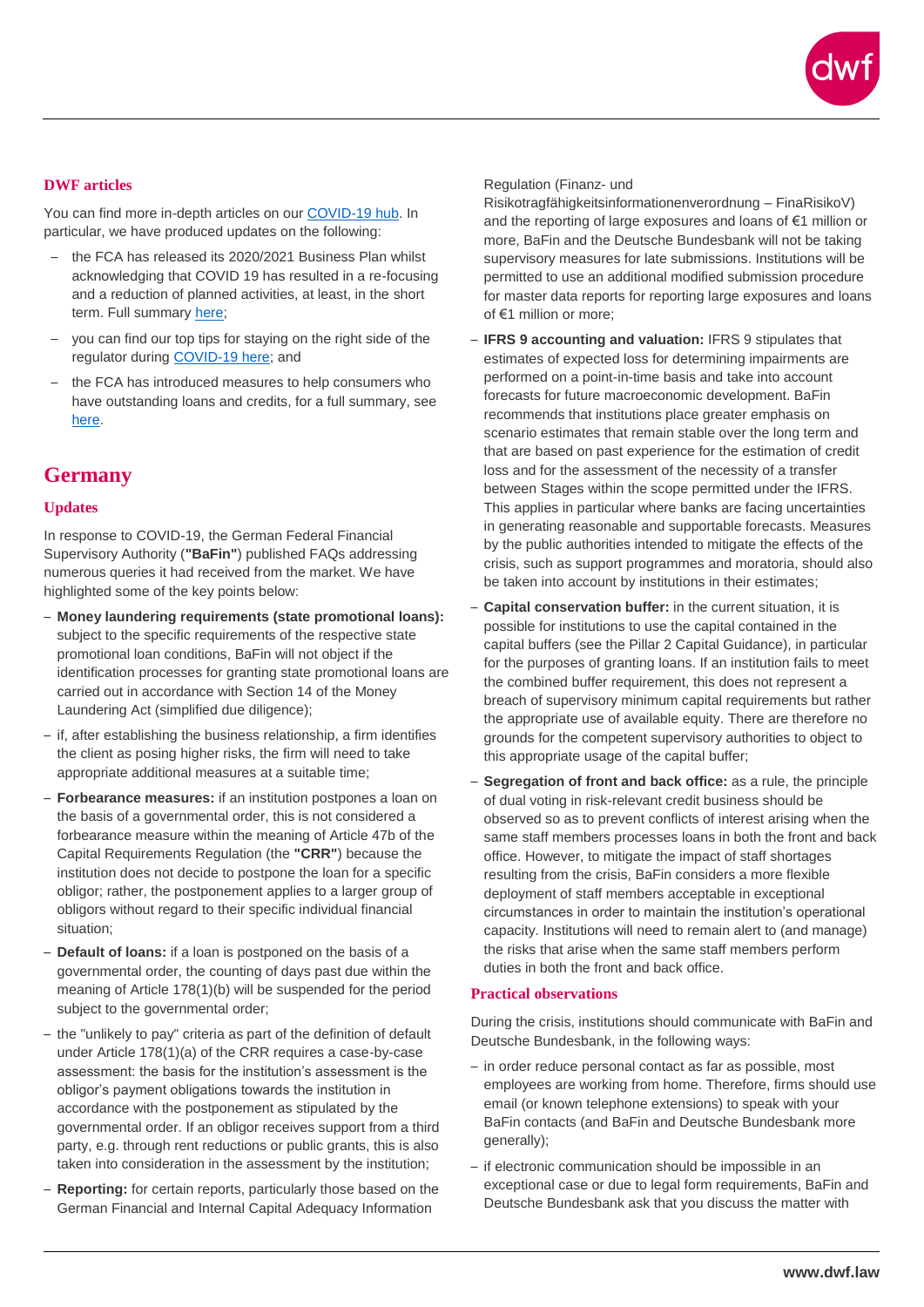### DWF articles

You can find more in-depth articles on our [COVID-19 hub](). In particular, we have produced updates on the following:

- the FCA has released its 2020/2021 Business Plan whilst acknowledging that COVID 19 has resulted in a re-focusing and a reduction of planned activities, at least, in the short term. Full summary [here]();
- you can find our top tips for staying on the right side of the regulator during [COVID-19 here](); and
- the FCA has introduced measures to help consumers who have outstanding loans and credits, for a full summary, see [here]().

## Germany

### Updates

In response to COVID-19, the German Federal Financial Supervisory Authority (**"BaFin"**) published FAQs addressing numerous queries it had received from the market. We have highlighted some of the key points below:

- **Money laundering requirements (state promotional loans):** subject to the specific requirements of the respective state promotional loan conditions, BaFin will not object if the identification processes for granting state promotional loans are carried out in accordance with Section 14 of the Money Laundering Act (simplified due diligence);
- if, after establishing the business relationship, a firm identifies the client as posing higher risks, the firm will need to take appropriate additional measures at a suitable time;
- **Forbearance measures:** if an institution postpones a loan on the basis of a governmental order, this is not considered a forbearance measure within the meaning of Article 47b of the Capital Requirements Regulation (the **"CRR"**) because the institution does not decide to postpone the loan for a specific obligor; rather, the postponement applies to a larger group of obligors without regard to their specific individual financial situation;
- **Default of loans:** if a loan is postponed on the basis of a governmental order, the counting of days past due within the meaning of Article 178(1)(b) will be suspended for the period subject to the governmental order;
- the "unlikely to pay" criteria as part of the definition of default under Article 178(1)(a) of the CRR requires a case-by-case assessment: the basis for the institution's assessment is the obligor's payment obligations towards the institution in accordance with the postponement as stipulated by the governmental order. If an obligor receives support from a third party, e.g. through rent reductions or public grants, this is also taken into consideration in the assessment by the institution;
- **Reporting:** for certain reports, particularly those based on the German Financial and Internal Capital Adequacy Information Regulation (Finanz- und Risikotragfähigkeitsinformationenverordnung – FinaRisikoV) and the reporting of large exposures and loans of €1 million or more, BaFin and the Deutsche Bundesbank will not be taking supervisory measures for late submissions. Institutions will be permitted to use an additional modified submission procedure for master data reports for reporting large exposures and loans of €1 million or more;
- **IFRS 9 accounting and valuation:** IFRS 9 stipulates that estimates of expected loss for determining impairments are performed on a point-in-time basis and take into account forecasts for future macroeconomic development. BaFin recommends that institutions place greater emphasis on scenario estimates that remain stable over the long term and that are based on past experience for the estimation of credit loss and for the assessment of the necessity of a transfer between Stages within the scope permitted under the IFRS. This applies in particular where banks are facing uncertainties in generating reasonable and supportable forecasts. Measures by the public authorities intended to mitigate the effects of the crisis, such as support programmes and moratoria, should also be taken into account by institutions in their estimates;
- **Capital conservation buffer:** in the current situation, it is possible for institutions to use the capital contained in the capital buffers (see the Pillar 2 Capital Guidance), in particular for the purposes of granting loans. If an institution fails to meet the combined buffer requirement, this does not represent a breach of supervisory minimum capital requirements but rather the appropriate use of available equity. There are therefore no grounds for the competent supervisory authorities to object to this appropriate usage of the capital buffer;
- **Segregation of front and back office:** as a rule, the principle of dual voting in risk-relevant credit business should be observed so as to prevent conflicts of interest arising when the same staff members processes loans in both the front and back office. However, to mitigate the impact of staff shortages resulting from the crisis, BaFin considers a more flexible deployment of staff members acceptable in exceptional circumstances in order to maintain the institution's operational capacity. Institutions will need to remain alert to (and manage) the risks that arise when the same staff members perform duties in both the front and back office.

### Practical observations

During the crisis, institutions should communicate with BaFin and Deutsche Bundesbank, in the following ways:

- in order reduce personal contact as far as possible, most employees are working from home. Therefore, firms should use email (or known telephone extensions) to speak with your BaFin contacts (and BaFin and Deutsche Bundesbank more generally);
- if electronic communication should be impossible in an exceptional case or due to legal form requirements, BaFin and Deutsche Bundesbank ask that you discuss the matter with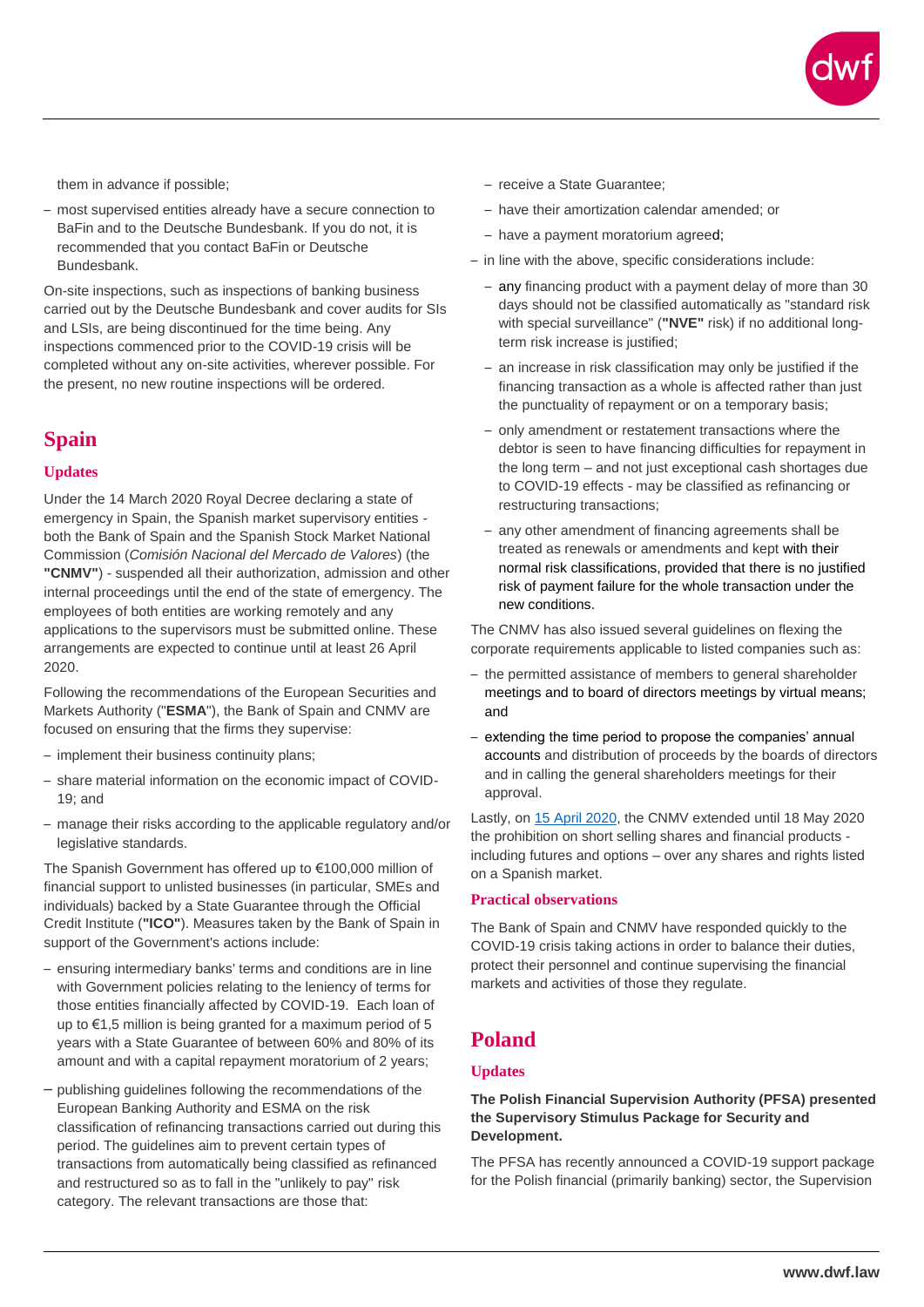them in advance if possible;

- most supervised entities already have a secure connection to BaFin and to the Deutsche Bundesbank. If you do not, it is recommended that you contact BaFin or Deutsche Bundesbank.

On-site inspections, such as inspections of banking business carried out by the Deutsche Bundesbank and cover audits for SIs and LSIs, are being discontinued for the time being. Any inspections commenced prior to the COVID-19 crisis will be completed without any on-site activities, wherever possible. For the present, no new routine inspections will be ordered.

## Spain

### Updates

Under the 14 March 2020 Royal Decree declaring a state of emergency in Spain, the Spanish market supervisory entities - both the Bank of Spain and the Spanish Stock Market National Commission (*Comisión Nacional del Mercado de Valores*) (the **"CNMV"**) - suspended all their authorization, admission and other internal proceedings until the end of the state of emergency. The employees of both entities are working remotely and any applications to the supervisors must be submitted online. These arrangements are expected to continue until at least 26 April 2020.

Following the recommendations of the European Securities and Markets Authority ("**ESMA**"), the Bank of Spain and CNMV are focused on ensuring that the firms they supervise:

- implement their business continuity plans;
- share material information on the economic impact of COVID-19; and
- manage their risks according to the applicable regulatory and/or legislative standards.

The Spanish Government has offered up to €100,000 million of financial support to unlisted businesses (in particular, SMEs and individuals) backed by a State Guarantee through the Official Credit Institute (**"ICO"**). Measures taken by the Bank of Spain in support of the Government's actions include:

- ensuring intermediary banks' terms and conditions are in line with Government policies relating to the leniency of terms for those entities financially affected by COVID-19. Each loan of up to €1,5 million is being granted for a maximum period of 5 years with a State Guarantee of between 60% and 80% of its amount and with a capital repayment moratorium of 2 years;
- publishing guidelines following the recommendations of the European Banking Authority and ESMA on the risk classification of refinancing transactions carried out during this period. The guidelines aim to prevent certain types of transactions from automatically being classified as refinanced and restructured so as to fall in the "unlikely to pay" risk category. The relevant transactions are those that:
  - receive a State Guarantee;
  - have their amortization calendar amended; or
  - have a payment moratorium agreed;
- in line with the above, specific considerations include:
  - any financing product with a payment delay of more than 30 days should not be classified automatically as "standard risk with special surveillance" (**"NVE"** risk) if no additional long-term risk increase is justified;
  - an increase in risk classification may only be justified if the financing transaction as a whole is affected rather than just the punctuality of repayment or on a temporary basis;
  - only amendment or restatement transactions where the debtor is seen to have financing difficulties for repayment in the long term – and not just exceptional cash shortages due to COVID-19 effects - may be classified as refinancing or restructuring transactions;
  - any other amendment of financing agreements shall be treated as renewals or amendments and kept with their normal risk classifications, provided that there is no justified risk of payment failure for the whole transaction under the new conditions.

The CNMV has also issued several guidelines on flexing the corporate requirements applicable to listed companies such as:

- the permitted assistance of members to general shareholder meetings and to board of directors meetings by virtual means; and
- extending the time period to propose the companies' annual accounts and distribution of proceeds by the boards of directors and in calling the general shareholders meetings for their approval.

Lastly, on 15 April 2020, the CNMV extended until 18 May 2020 the prohibition on short selling shares and financial products - including futures and options – over any shares and rights listed on a Spanish market.

### Practical observations

The Bank of Spain and CNMV have responded quickly to the COVID-19 crisis taking actions in order to balance their duties, protect their personnel and continue supervising the financial markets and activities of those they regulate.

## Poland

### Updates

**The Polish Financial Supervision Authority (PFSA) presented the Supervisory Stimulus Package for Security and Development.**

The PFSA has recently announced a COVID-19 support package for the Polish financial (primarily banking) sector, the Supervision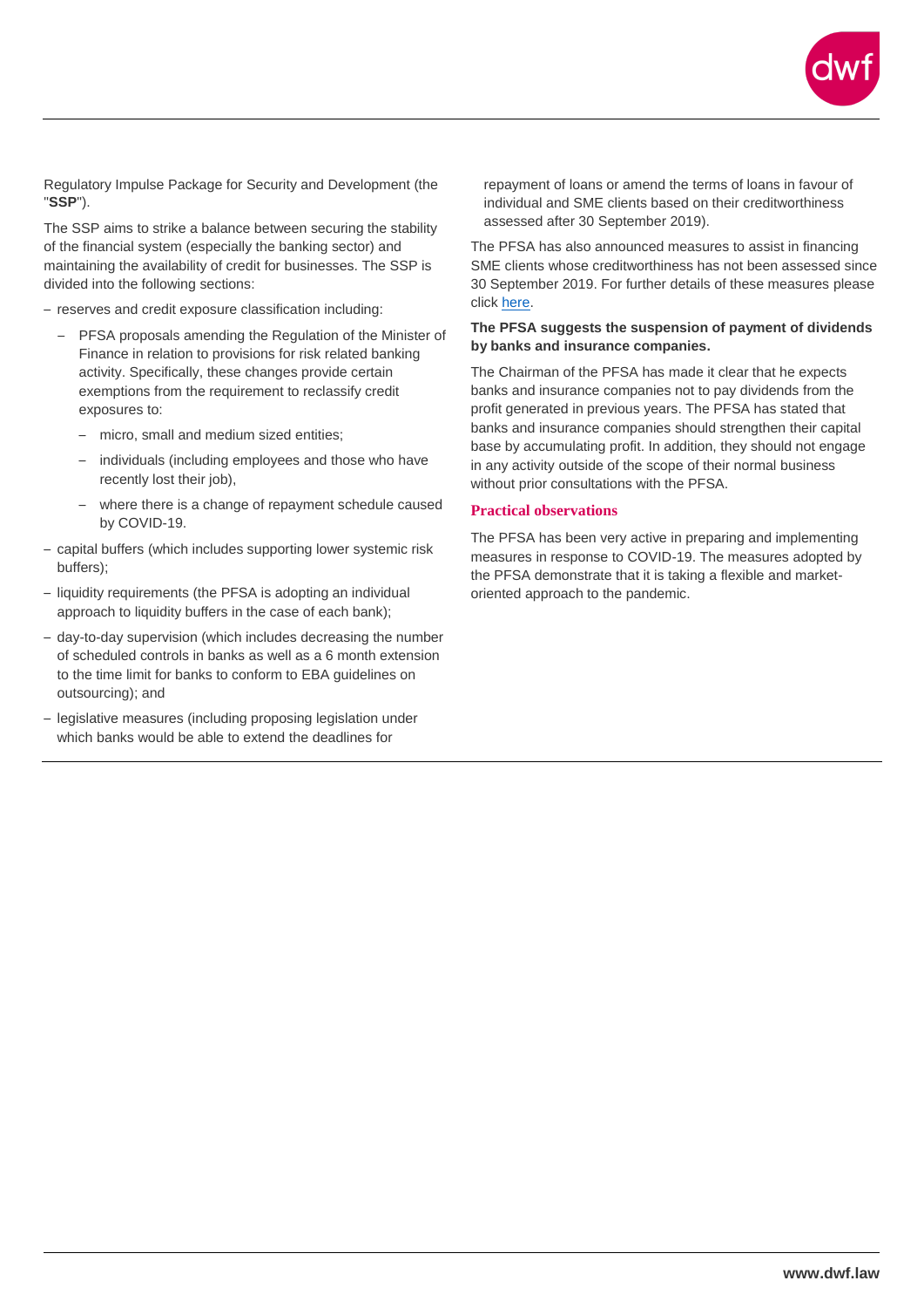Regulatory Impulse Package for Security and Development (the "**SSP**").

The SSP aims to strike a balance between securing the stability of the financial system (especially the banking sector) and maintaining the availability of credit for businesses. The SSP is divided into the following sections:

- reserves and credit exposure classification including:
  - PFSA proposals amending the Regulation of the Minister of Finance in relation to provisions for risk related banking activity. Specifically, these changes provide certain exemptions from the requirement to reclassify credit exposures to:
    - micro, small and medium sized entities;
    - individuals (including employees and those who have recently lost their job),
    - where there is a change of repayment schedule caused by COVID-19.
- capital buffers (which includes supporting lower systemic risk buffers);
- liquidity requirements (the PFSA is adopting an individual approach to liquidity buffers in the case of each bank);
- day-to-day supervision (which includes decreasing the number of scheduled controls in banks as well as a 6 month extension to the time limit for banks to conform to EBA guidelines on outsourcing); and
- legislative measures (including proposing legislation under which banks would be able to extend the deadlines for repayment of loans or amend the terms of loans in favour of individual and SME clients based on their creditworthiness assessed after 30 September 2019).

The PFSA has also announced measures to assist in financing SME clients whose creditworthiness has not been assessed since 30 September 2019. For further details of these measures please click here.

**The PFSA suggests the suspension of payment of dividends by banks and insurance companies.**

The Chairman of the PFSA has made it clear that he expects banks and insurance companies not to pay dividends from the profit generated in previous years. The PFSA has stated that banks and insurance companies should strengthen their capital base by accumulating profit. In addition, they should not engage in any activity outside of the scope of their normal business without prior consultations with the PFSA.

## Practical observations

The PFSA has been very active in preparing and implementing measures in response to COVID-19. The measures adopted by the PFSA demonstrate that it is taking a flexible and market-oriented approach to the pandemic.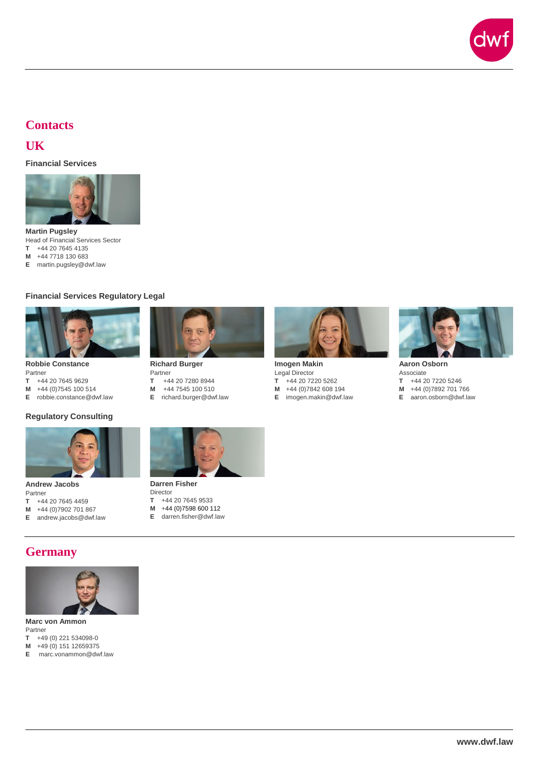# Contacts

## UK

### Financial Services

**Martin Pugsley**
Head of Financial Services Sector
**T** +44 20 7645 4135
**M** +44 7718 130 683
**E** martin.pugsley@dwf.law

### Financial Services Regulatory Legal

**Robbie Constance**
Partner
**T** +44 20 7645 9629
**M** +44 (0)7545 100 514
**E** robbie.constance@dwf.law

**Richard Burger**
Partner
**T** +44 20 7280 8944
**M** +44 7545 100 510
**E** richard.burger@dwf.law

**Imogen Makin**
Legal Director
**T** +44 20 7220 5262
**M** +44 (0)7842 608 194
**E** imogen.makin@dwf.law

**Aaron Osborn**
Associate
**T** +44 20 7220 5246
**M** +44 (0)7892 701 766
**E** aaron.osborn@dwf.law

### Regulatory Consulting

**Andrew Jacobs**
Partner
**T** +44 20 7645 4459
**M** +44 (0)7902 701 867
**E** andrew.jacobs@dwf.law

**Darren Fisher**
Director
**T** +44 20 7645 9533
**M** +44 (0)7598 600 112
**E** darren.fisher@dwf.law

## Germany

**Marc von Ammon**
Partner
**T** +49 (0) 221 534098-0
**M** +49 (0) 151 12659375
**E** marc.vonammon@dwf.law

www.dwf.law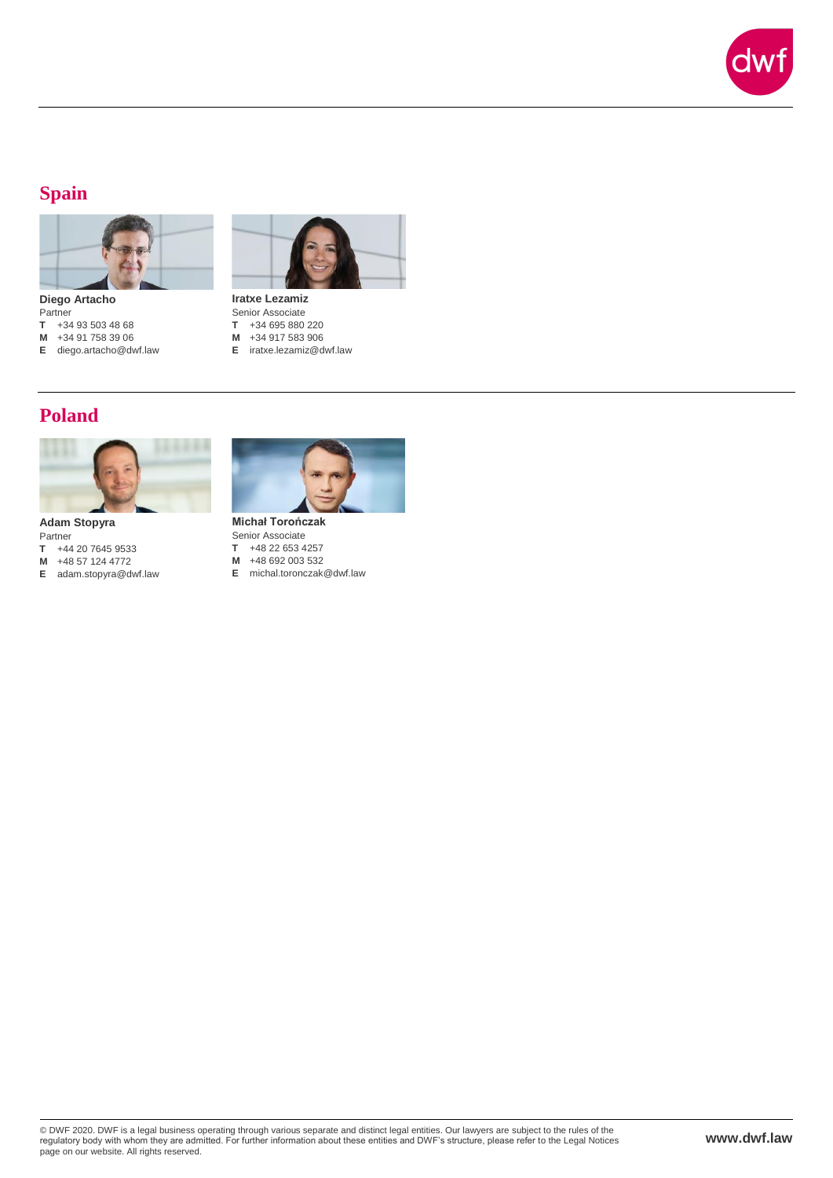## Spain

**Diego Artacho**
Partner
**T** +34 93 503 48 68
**M** +34 91 758 39 06
**E** diego.artacho@dwf.law

**Iratxe Lezamiz**
Senior Associate
**T** +34 695 880 220
**M** +34 917 583 906
**E** iratxe.lezamiz@dwf.law

## Poland

**Adam Stopyra**
Partner
**T** +44 20 7645 9533
**M** +48 57 124 4772
**E** adam.stopyra@dwf.law

**Michał Torończak**
Senior Associate
**T** +48 22 653 4257
**M** +48 692 003 532
**E** michal.toronczak@dwf.law

© DWF 2020. DWF is a legal business operating through various separate and distinct legal entities. Our lawyers are subject to the rules of the regulatory body with whom they are admitted. For further information about these entities and DWF's structure, please refer to the Legal Notices page on our website. All rights reserved.

**www.dwf.law**